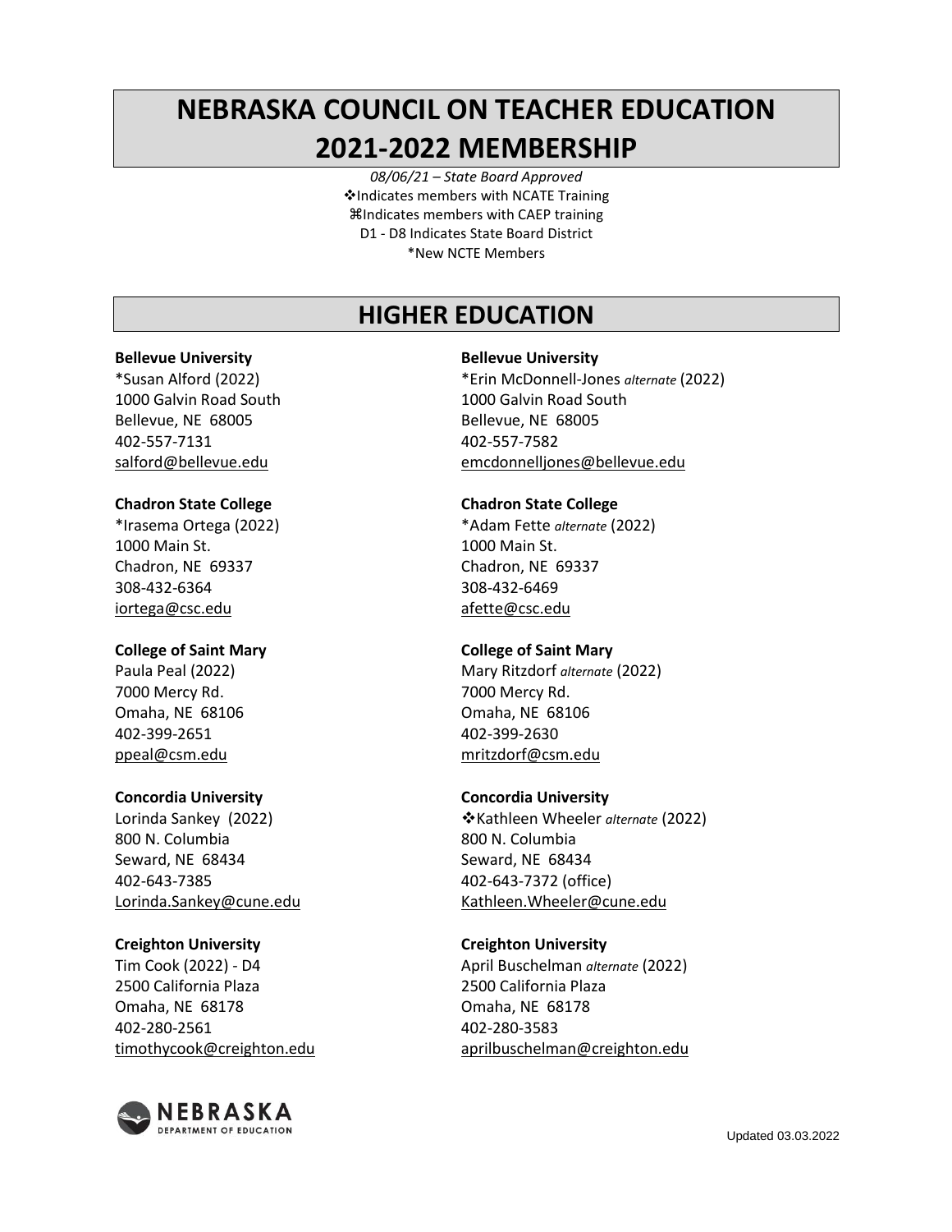# NEBRASKA COUNCIL ON TEACHER EDUCATION 2021-2022 MEMBERSHIP

*08/06/21 – State Board Approved*
❖Indicates members with NCATE Training
⌘Indicates members with CAEP training
D1 - D8 Indicates State Board District
*New NCTE Members

## HIGHER EDUCATION

**Bellevue University**
*Susan Alford (2022)
1000 Galvin Road South
Bellevue, NE 68005
402-557-7131
salford@bellevue.edu

**Bellevue University**
*Erin McDonnell-Jones *alternate* (2022)
1000 Galvin Road South
Bellevue, NE 68005
402-557-7582
emcdonnelljones@bellevue.edu

**Chadron State College**
*Irasema Ortega (2022)
1000 Main St.
Chadron, NE 69337
308-432-6364
iortega@csc.edu

**Chadron State College**
*Adam Fette *alternate* (2022)
1000 Main St.
Chadron, NE 69337
308-432-6469
afette@csc.edu

**College of Saint Mary**
Paula Peal (2022)
7000 Mercy Rd.
Omaha, NE 68106
402-399-2651
ppeal@csm.edu

**College of Saint Mary**
Mary Ritzdorf *alternate* (2022)
7000 Mercy Rd.
Omaha, NE 68106
402-399-2630
mritzdorf@csm.edu

**Concordia University**
Lorinda Sankey (2022)
800 N. Columbia
Seward, NE 68434
402-643-7385
Lorinda.Sankey@cune.edu

**Concordia University**
❖Kathleen Wheeler *alternate* (2022)
800 N. Columbia
Seward, NE 68434
402-643-7372 (office)
Kathleen.Wheeler@cune.edu

**Creighton University**
Tim Cook (2022) - D4
2500 California Plaza
Omaha, NE 68178
402-280-2561
timothycook@creighton.edu

**Creighton University**
April Buschelman *alternate* (2022)
2500 California Plaza
Omaha, NE 68178
402-280-3583
aprilbuschelman@creighton.edu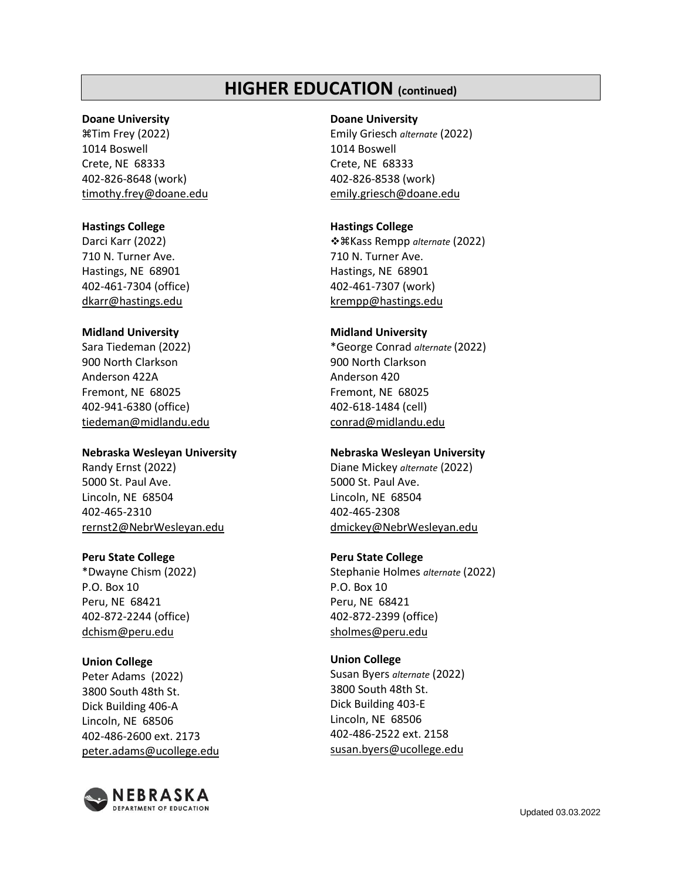## HIGHER EDUCATION (continued)

**Doane University**
⌘Tim Frey (2022)
1014 Boswell
Crete, NE 68333
402-826-8648 (work)
timothy.frey@doane.edu

**Doane University**
Emily Griesch *alternate* (2022)
1014 Boswell
Crete, NE 68333
402-826-8538 (work)
emily.griesch@doane.edu

**Hastings College**
Darci Karr (2022)
710 N. Turner Ave.
Hastings, NE 68901
402-461-7304 (office)
dkarr@hastings.edu

**Hastings College**
❖⌘Kass Rempp *alternate* (2022)
710 N. Turner Ave.
Hastings, NE 68901
402-461-7307 (work)
krempp@hastings.edu

**Midland University**
Sara Tiedeman (2022)
900 North Clarkson
Anderson 422A
Fremont, NE 68025
402-941-6380 (office)
tiedeman@midlandu.edu

**Midland University**
*George Conrad *alternate* (2022)
900 North Clarkson
Anderson 420
Fremont, NE 68025
402-618-1484 (cell)
conrad@midlandu.edu

**Nebraska Wesleyan University**
Randy Ernst (2022)
5000 St. Paul Ave.
Lincoln, NE 68504
402-465-2310
rernst2@NebrWesleyan.edu

**Nebraska Wesleyan University**
Diane Mickey *alternate* (2022)
5000 St. Paul Ave.
Lincoln, NE 68504
402-465-2308
dmickey@NebrWesleyan.edu

**Peru State College**
*Dwayne Chism (2022)
P.O. Box 10
Peru, NE 68421
402-872-2244 (office)
dchism@peru.edu

**Peru State College**
Stephanie Holmes *alternate* (2022)
P.O. Box 10
Peru, NE 68421
402-872-2399 (office)
sholmes@peru.edu

**Union College**
Peter Adams (2022)
3800 South 48th St.
Dick Building 406-A
Lincoln, NE 68506
402-486-2600 ext. 2173
peter.adams@ucollege.edu

**Union College**
Susan Byers *alternate* (2022)
3800 South 48th St.
Dick Building 403-E
Lincoln, NE 68506
402-486-2522 ext. 2158
susan.byers@ucollege.edu

Updated 03.03.2022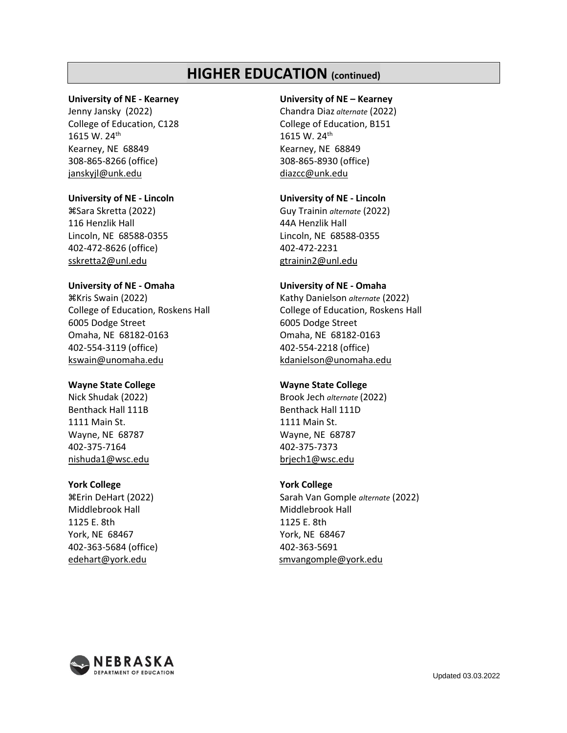## HIGHER EDUCATION (continued)

**University of NE - Kearney**
Jenny Jansky (2022)
College of Education, C128
1615 W. 24th
Kearney, NE 68849
308-865-8266 (office)
janskyjl@unk.edu

**University of NE – Kearney**
Chandra Diaz *alternate* (2022)
College of Education, B151
1615 W. 24th
Kearney, NE 68849
308-865-8930 (office)
diazcc@unk.edu

**University of NE - Lincoln**
⌘Sara Skretta (2022)
116 Henzlik Hall
Lincoln, NE 68588-0355
402-472-8626 (office)
sskretta2@unl.edu

**University of NE - Lincoln**
Guy Trainin *alternate* (2022)
44A Henzlik Hall
Lincoln, NE 68588-0355
402-472-2231
gtrainin2@unl.edu

**University of NE - Omaha**
⌘Kris Swain (2022)
College of Education, Roskens Hall
6005 Dodge Street
Omaha, NE 68182-0163
402-554-3119 (office)
kswain@unomaha.edu

**University of NE - Omaha**
Kathy Danielson *alternate* (2022)
College of Education, Roskens Hall
6005 Dodge Street
Omaha, NE 68182-0163
402-554-2218 (office)
kdanielson@unomaha.edu

**Wayne State College**
Nick Shudak (2022)
Benthack Hall 111B
1111 Main St.
Wayne, NE 68787
402-375-7164
nishuda1@wsc.edu

**Wayne State College**
Brook Jech *alternate* (2022)
Benthack Hall 111D
1111 Main St.
Wayne, NE 68787
402-375-7373
brjech1@wsc.edu

**York College**
⌘Erin DeHart (2022)
Middlebrook Hall
1125 E. 8th
York, NE 68467
402-363-5684 (office)
edehart@york.edu

**York College**
Sarah Van Gomple *alternate* (2022)
Middlebrook Hall
1125 E. 8th
York, NE 68467
402-363-5691
smvangomple@york.edu

Updated 03.03.2022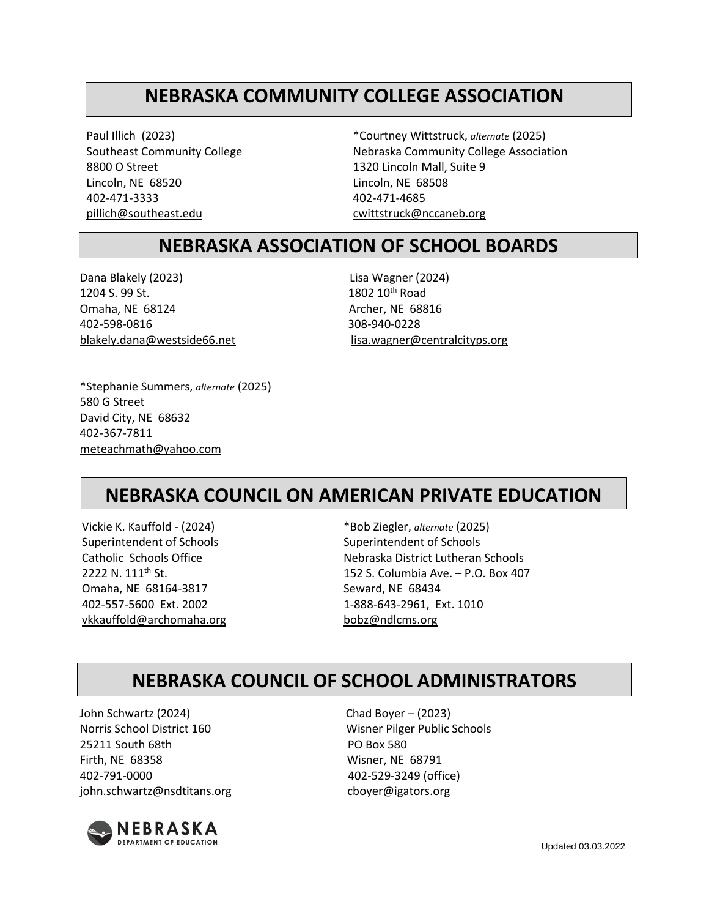## NEBRASKA COMMUNITY COLLEGE ASSOCIATION

Paul Illich (2023)
Southeast Community College
8800 O Street
Lincoln, NE 68520
402-471-3333
pillich@southeast.edu

*Courtney Wittstruck, *alternate* (2025)
Nebraska Community College Association
1320 Lincoln Mall, Suite 9
Lincoln, NE 68508
402-471-4685
cwittstruck@nccaneb.org

## NEBRASKA ASSOCIATION OF SCHOOL BOARDS

Dana Blakely (2023)
1204 S. 99 St.
Omaha, NE 68124
402-598-0816
blakely.dana@westside66.net

Lisa Wagner (2024)
1802 10th Road
Archer, NE 68816
308-940-0228
lisa.wagner@centralcityps.org

*Stephanie Summers, *alternate* (2025)
580 G Street
David City, NE 68632
402-367-7811
meteachmath@yahoo.com

## NEBRASKA COUNCIL ON AMERICAN PRIVATE EDUCATION

Vickie K. Kauffold - (2024)
Superintendent of Schools
Catholic Schools Office
2222 N. 111th St.
Omaha, NE 68164-3817
402-557-5600 Ext. 2002
vkkauffold@archomaha.org

*Bob Ziegler, *alternate* (2025)
Superintendent of Schools
Nebraska District Lutheran Schools
152 S. Columbia Ave. – P.O. Box 407
Seward, NE 68434
1-888-643-2961, Ext. 1010
bobz@ndlcms.org

## NEBRASKA COUNCIL OF SCHOOL ADMINISTRATORS

John Schwartz (2024)
Norris School District 160
25211 South 68th
Firth, NE 68358
402-791-0000
john.schwartz@nsdtitans.org

Chad Boyer – (2023)
Wisner Pilger Public Schools
PO Box 580
Wisner, NE 68791
402-529-3249 (office)
cboyer@igators.org

Updated 03.03.2022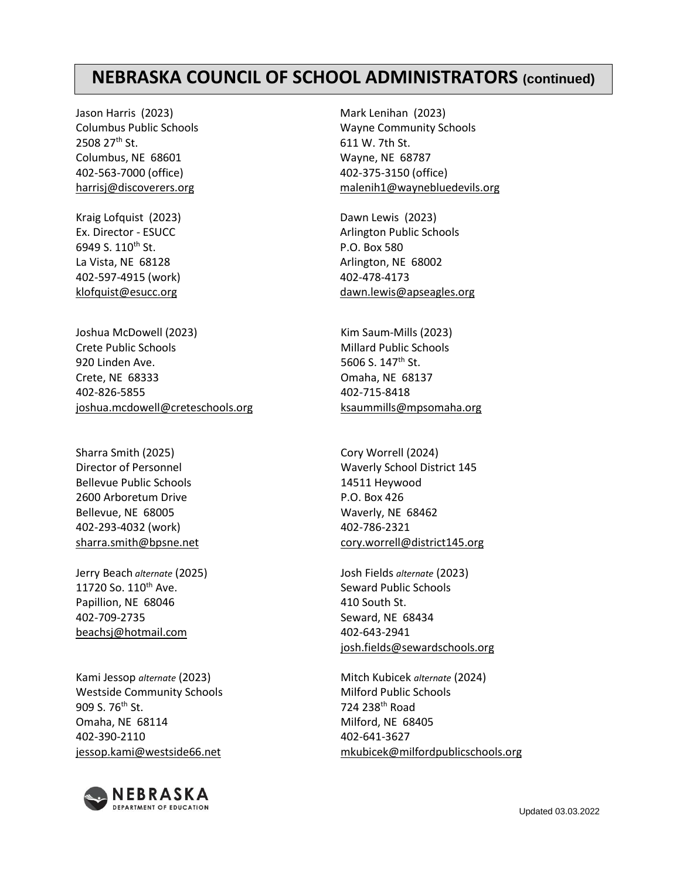# NEBRASKA COUNCIL OF SCHOOL ADMINISTRATORS (continued)

Jason Harris (2023)
Columbus Public Schools
2508 27th St.
Columbus, NE 68601
402-563-7000 (office)
harrisj@discoverers.org

Mark Lenihan (2023)
Wayne Community Schools
611 W. 7th St.
Wayne, NE 68787
402-375-3150 (office)
malenih1@waynebluedevils.org

Kraig Lofquist (2023)
Ex. Director - ESUCC
6949 S. 110th St.
La Vista, NE 68128
402-597-4915 (work)
klofquist@esucc.org

Dawn Lewis (2023)
Arlington Public Schools
P.O. Box 580
Arlington, NE 68002
402-478-4173
dawn.lewis@apseagles.org

Joshua McDowell (2023)
Crete Public Schools
920 Linden Ave.
Crete, NE 68333
402-826-5855
joshua.mcdowell@creteschools.org

Kim Saum-Mills (2023)
Millard Public Schools
5606 S. 147th St.
Omaha, NE 68137
402-715-8418
ksaummills@mpsomaha.org

Sharra Smith (2025)
Director of Personnel
Bellevue Public Schools
2600 Arboretum Drive
Bellevue, NE 68005
402-293-4032 (work)
sharra.smith@bpsne.net

Cory Worrell (2024)
Waverly School District 145
14511 Heywood
P.O. Box 426
Waverly, NE 68462
402-786-2321
cory.worrell@district145.org

Jerry Beach *alternate* (2025)
11720 So. 110th Ave.
Papillion, NE 68046
402-709-2735
beachsj@hotmail.com

Josh Fields *alternate* (2023)
Seward Public Schools
410 South St.
Seward, NE 68434
402-643-2941
josh.fields@sewardschools.org

Kami Jessop *alternate* (2023)
Westside Community Schools
909 S. 76th St.
Omaha, NE 68114
402-390-2110
jessop.kami@westside66.net

Mitch Kubicek *alternate* (2024)
Milford Public Schools
724 238th Road
Milford, NE 68405
402-641-3627
mkubicek@milfordpublicschools.org

Updated 03.03.2022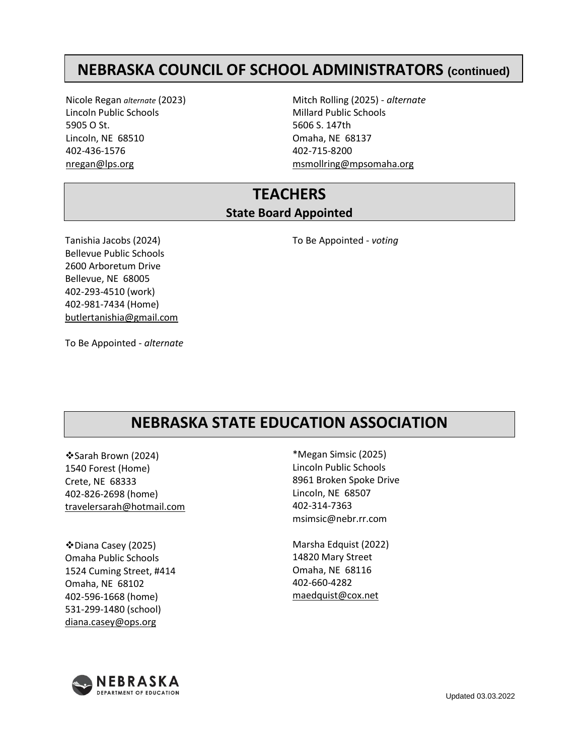## NEBRASKA COUNCIL OF SCHOOL ADMINISTRATORS (continued)

Nicole Regan *alternate* (2023)
Lincoln Public Schools
5905 O St.
Lincoln, NE 68510
402-436-1576
nregan@lps.org

Mitch Rolling (2025) - *alternate*
Millard Public Schools
5606 S. 147th
Omaha, NE 68137
402-715-8200
msmollring@mpsomaha.org

## TEACHERS

### State Board Appointed

Tanishia Jacobs (2024)
Bellevue Public Schools
2600 Arboretum Drive
Bellevue, NE 68005
402-293-4510 (work)
402-981-7434 (Home)
butlertanishia@gmail.com

To Be Appointed - *alternate*

To Be Appointed - *voting*

## NEBRASKA STATE EDUCATION ASSOCIATION

❖Sarah Brown (2024)
1540 Forest (Home)
Crete, NE 68333
402-826-2698 (home)
travelersarah@hotmail.com

❖Diana Casey (2025)
Omaha Public Schools
1524 Cuming Street, #414
Omaha, NE 68102
402-596-1668 (home)
531-299-1480 (school)
diana.casey@ops.org

*Megan Simsic (2025)
Lincoln Public Schools
8961 Broken Spoke Drive
Lincoln, NE 68507
402-314-7363
msimsic@nebr.rr.com

Marsha Edquist (2022)
14820 Mary Street
Omaha, NE 68116
402-660-4282
maedquist@cox.net

Updated 03.03.2022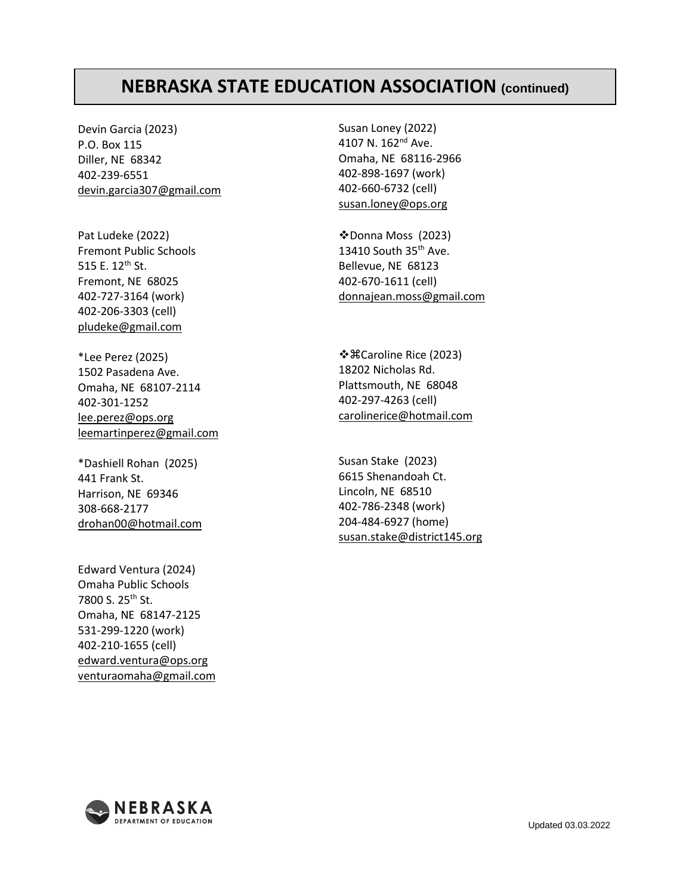# NEBRASKA STATE EDUCATION ASSOCIATION (continued)

Devin Garcia (2023)
P.O. Box 115
Diller, NE 68342
402-239-6551
devin.garcia307@gmail.com

Pat Ludeke (2022)
Fremont Public Schools
515 E. 12th St.
Fremont, NE 68025
402-727-3164 (work)
402-206-3303 (cell)
pludeke@gmail.com

*Lee Perez (2025)
1502 Pasadena Ave.
Omaha, NE 68107-2114
402-301-1252
lee.perez@ops.org
leemartinperez@gmail.com

*Dashiell Rohan (2025)
441 Frank St.
Harrison, NE 69346
308-668-2177
drohan00@hotmail.com

Edward Ventura (2024)
Omaha Public Schools
7800 S. 25th St.
Omaha, NE 68147-2125
531-299-1220 (work)
402-210-1655 (cell)
edward.ventura@ops.org
venturaomaha@gmail.com

Susan Loney (2022)
4107 N. 162nd Ave.
Omaha, NE 68116-2966
402-898-1697 (work)
402-660-6732 (cell)
susan.loney@ops.org

❖Donna Moss (2023)
13410 South 35th Ave.
Bellevue, NE 68123
402-670-1611 (cell)
donnajean.moss@gmail.com

❖⌘Caroline Rice (2023)
18202 Nicholas Rd.
Plattsmouth, NE 68048
402-297-4263 (cell)
carolinerice@hotmail.com

Susan Stake (2023)
6615 Shenandoah Ct.
Lincoln, NE 68510
402-786-2348 (work)
204-484-6927 (home)
susan.stake@district145.org

Updated 03.03.2022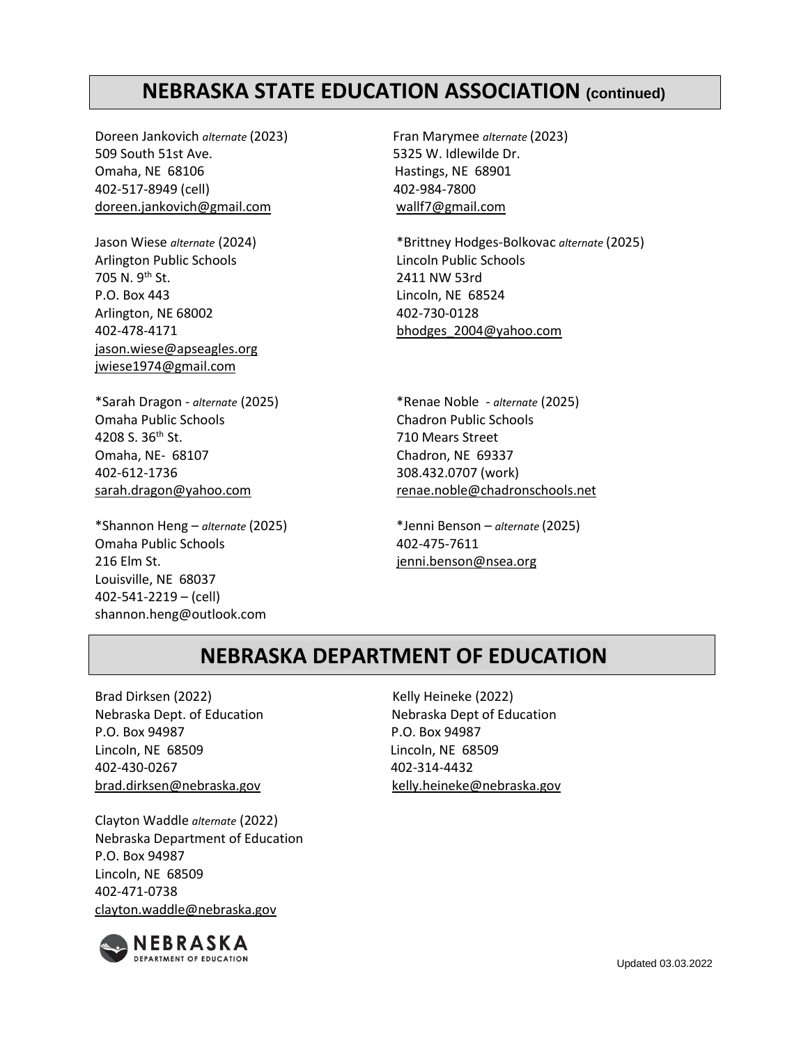## NEBRASKA STATE EDUCATION ASSOCIATION (continued)

Doreen Jankovich *alternate* (2023)
509 South 51st Ave.
Omaha, NE 68106
402-517-8949 (cell)
doreen.jankovich@gmail.com

Fran Marymee *alternate* (2023)
5325 W. Idlewilde Dr.
Hastings, NE 68901
402-984-7800
wallf7@gmail.com

Jason Wiese *alternate* (2024)
Arlington Public Schools
705 N. 9th St.
P.O. Box 443
Arlington, NE 68002
402-478-4171
jason.wiese@apseagles.org
jwiese1974@gmail.com

*Brittney Hodges-Bolkovac *alternate* (2025)
Lincoln Public Schools
2411 NW 53rd
Lincoln, NE 68524
402-730-0128
bhodges_2004@yahoo.com

*Sarah Dragon - *alternate* (2025)
Omaha Public Schools
4208 S. 36th St.
Omaha, NE- 68107
402-612-1736
sarah.dragon@yahoo.com

*Renae Noble - *alternate* (2025)
Chadron Public Schools
710 Mears Street
Chadron, NE 69337
308.432.0707 (work)
renae.noble@chadronschools.net

*Shannon Heng – *alternate* (2025)
Omaha Public Schools
216 Elm St.
Louisville, NE 68037
402-541-2219 – (cell)
shannon.heng@outlook.com

*Jenni Benson – *alternate* (2025)
402-475-7611
jenni.benson@nsea.org

## NEBRASKA DEPARTMENT OF EDUCATION

Brad Dirksen (2022)
Nebraska Dept. of Education
P.O. Box 94987
Lincoln, NE 68509
402-430-0267
brad.dirksen@nebraska.gov

Kelly Heineke (2022)
Nebraska Dept of Education
P.O. Box 94987
Lincoln, NE 68509
402-314-4432
kelly.heineke@nebraska.gov

Clayton Waddle *alternate* (2022)
Nebraska Department of Education
P.O. Box 94987
Lincoln, NE 68509
402-471-0738
clayton.waddle@nebraska.gov

NEBRASKA DEPARTMENT OF EDUCATION

Updated 03.03.2022